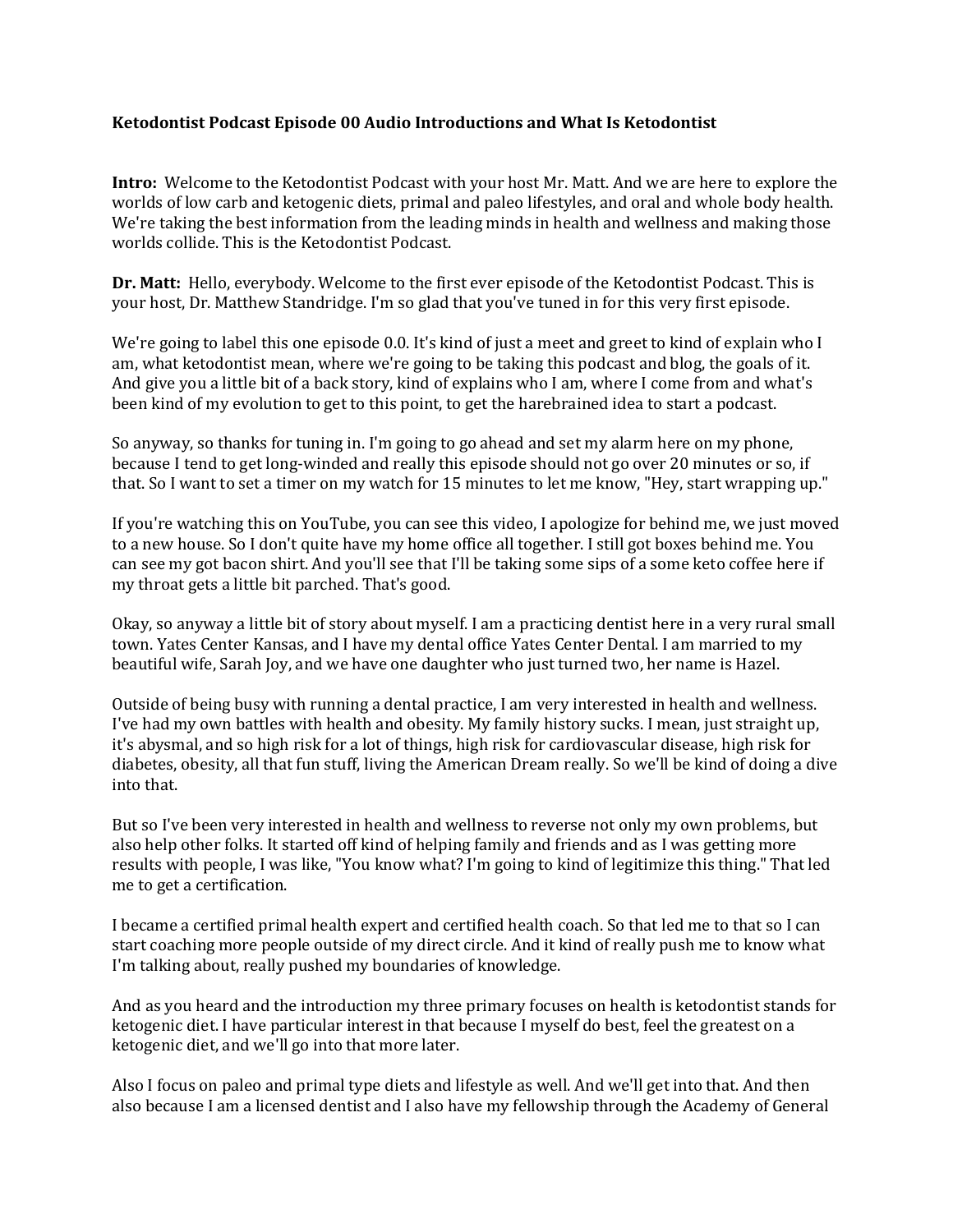**Ketodontist Podcast Episode 00 Audio Introductions and What Is Ketodontist**

**Intro:** Welcome to the Ketodontist Podcast with your host Mr. Matt. And we are here to explore the worlds of low carb and ketogenic diets, primal and paleo lifestyles, and oral and whole body health. We're taking the best information from the leading minds in health and wellness and making those worlds collide. This is the Ketodontist Podcast.

**Dr. Matt:** Hello, everybody. Welcome to the first ever episode of the Ketodontist Podcast. This is your host, Dr. Matthew Standridge. I'm so glad that you've tuned in for this very first episode.

We're going to label this one episode 0.0. It's kind of just a meet and greet to kind of explain who I am, what ketodontist mean, where we're going to be taking this podcast and blog, the goals of it. And give you a little bit of a back story, kind of explains who I am, where I come from and what's been kind of my evolution to get to this point, to get the harebrained idea to start a podcast.

So anyway, so thanks for tuning in. I'm going to go ahead and set my alarm here on my phone, because I tend to get long-winded and really this episode should not go over 20 minutes or so, if that. So I want to set a timer on my watch for 15 minutes to let me know, "Hey, start wrapping up."

If you're watching this on YouTube, you can see this video, I apologize for behind me, we just moved to a new house. So I don't quite have my home office all together. I still got boxes behind me. You can see my got bacon shirt. And you'll see that I'll be taking some sips of a some keto coffee here if my throat gets a little bit parched. That's good.

Okay, so anyway a little bit of story about myself. I am a practicing dentist here in a very rural small town. Yates Center Kansas, and I have my dental office Yates Center Dental. I am married to my beautiful wife, Sarah Joy, and we have one daughter who just turned two, her name is Hazel.

Outside of being busy with running a dental practice, I am very interested in health and wellness. I've had my own battles with health and obesity. My family history sucks. I mean, just straight up, it's abysmal, and so high risk for a lot of things, high risk for cardiovascular disease, high risk for diabetes, obesity, all that fun stuff, living the American Dream really. So we'll be kind of doing a dive into that.

But so I've been very interested in health and wellness to reverse not only my own problems, but also help other folks. It started off kind of helping family and friends and as I was getting more results with people, I was like, "You know what? I'm going to kind of legitimize this thing." That led me to get a certification.

I became a certified primal health expert and certified health coach. So that led me to that so I can start coaching more people outside of my direct circle. And it kind of really push me to know what I'm talking about, really pushed my boundaries of knowledge.

And as you heard and the introduction my three primary focuses on health is ketodontist stands for ketogenic diet. I have particular interest in that because I myself do best, feel the greatest on a ketogenic diet, and we'll go into that more later.

Also I focus on paleo and primal type diets and lifestyle as well. And we'll get into that. And then also because I am a licensed dentist and I also have my fellowship through the Academy of General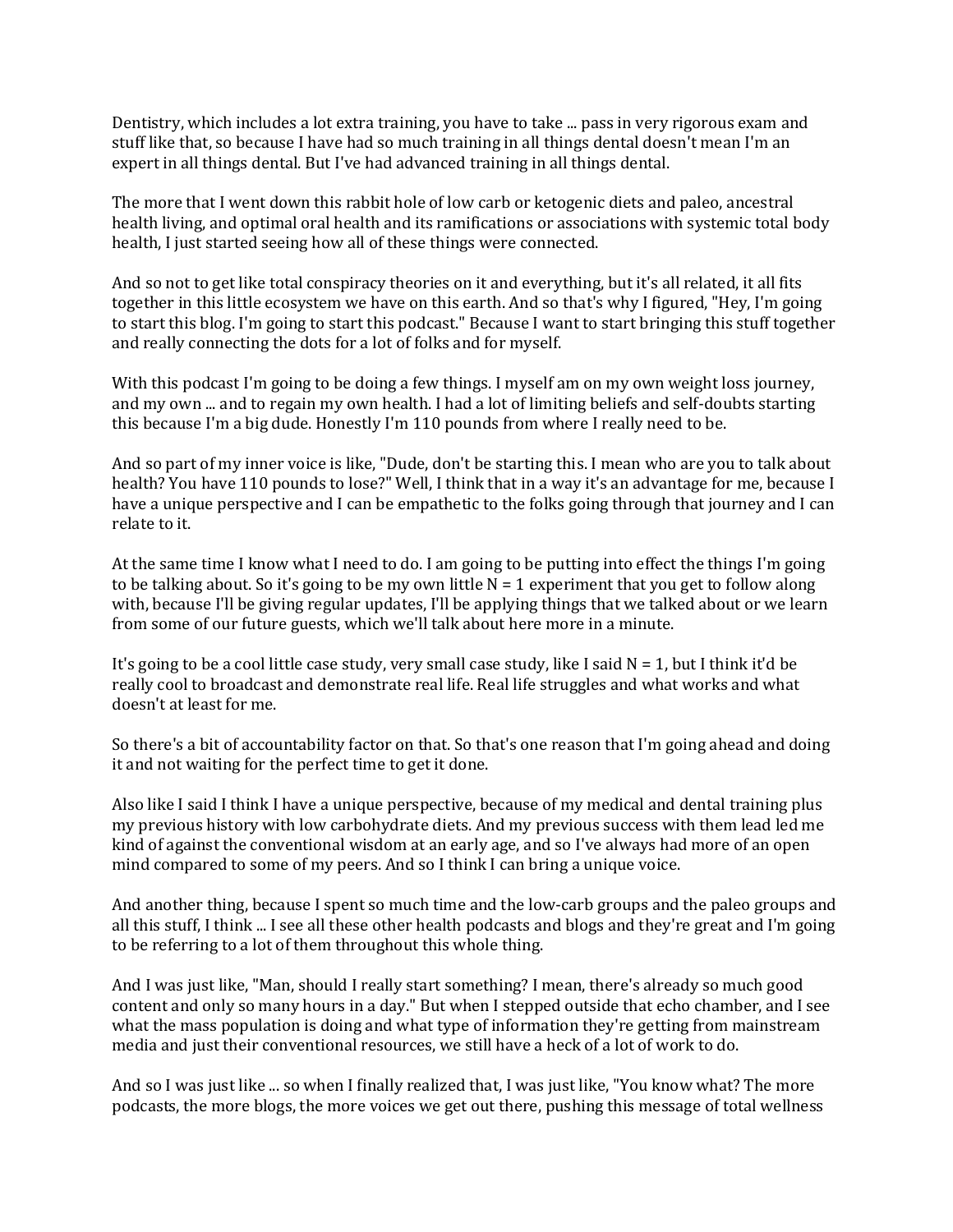Dentistry, which includes a lot extra training, you have to take ... pass in very rigorous exam and stuff like that, so because I have had so much training in all things dental doesn't mean I'm an expert in all things dental. But I've had advanced training in all things dental.

The more that I went down this rabbit hole of low carb or ketogenic diets and paleo, ancestral health living, and optimal oral health and its ramifications or associations with systemic total body health, I just started seeing how all of these things were connected.

And so not to get like total conspiracy theories on it and everything, but it's all related, it all fits together in this little ecosystem we have on this earth. And so that's why I figured, "Hey, I'm going to start this blog. I'm going to start this podcast." Because I want to start bringing this stuff together and really connecting the dots for a lot of folks and for myself.

With this podcast I'm going to be doing a few things. I myself am on my own weight loss journey, and my own ... and to regain my own health. I had a lot of limiting beliefs and self-doubts starting this because I'm a big dude. Honestly I'm 110 pounds from where I really need to be.

And so part of my inner voice is like, "Dude, don't be starting this. I mean who are you to talk about health? You have 110 pounds to lose?" Well, I think that in a way it's an advantage for me, because I have a unique perspective and I can be empathetic to the folks going through that journey and I can relate to it.

At the same time I know what I need to do. I am going to be putting into effect the things I'm going to be talking about. So it's going to be my own little N = 1 experiment that you get to follow along with, because I'll be giving regular updates, I'll be applying things that we talked about or we learn from some of our future guests, which we'll talk about here more in a minute.

It's going to be a cool little case study, very small case study, like I said N = 1, but I think it'd be really cool to broadcast and demonstrate real life. Real life struggles and what works and what doesn't at least for me.

So there's a bit of accountability factor on that. So that's one reason that I'm going ahead and doing it and not waiting for the perfect time to get it done.

Also like I said I think I have a unique perspective, because of my medical and dental training plus my previous history with low carbohydrate diets. And my previous success with them lead led me kind of against the conventional wisdom at an early age, and so I've always had more of an open mind compared to some of my peers. And so I think I can bring a unique voice.

And another thing, because I spent so much time and the low-carb groups and the paleo groups and all this stuff, I think ... I see all these other health podcasts and blogs and they're great and I'm going to be referring to a lot of them throughout this whole thing.

And I was just like, "Man, should I really start something? I mean, there's already so much good content and only so many hours in a day." But when I stepped outside that echo chamber, and I see what the mass population is doing and what type of information they're getting from mainstream media and just their conventional resources, we still have a heck of a lot of work to do.

And so I was just like ... so when I finally realized that, I was just like, "You know what? The more podcasts, the more blogs, the more voices we get out there, pushing this message of total wellness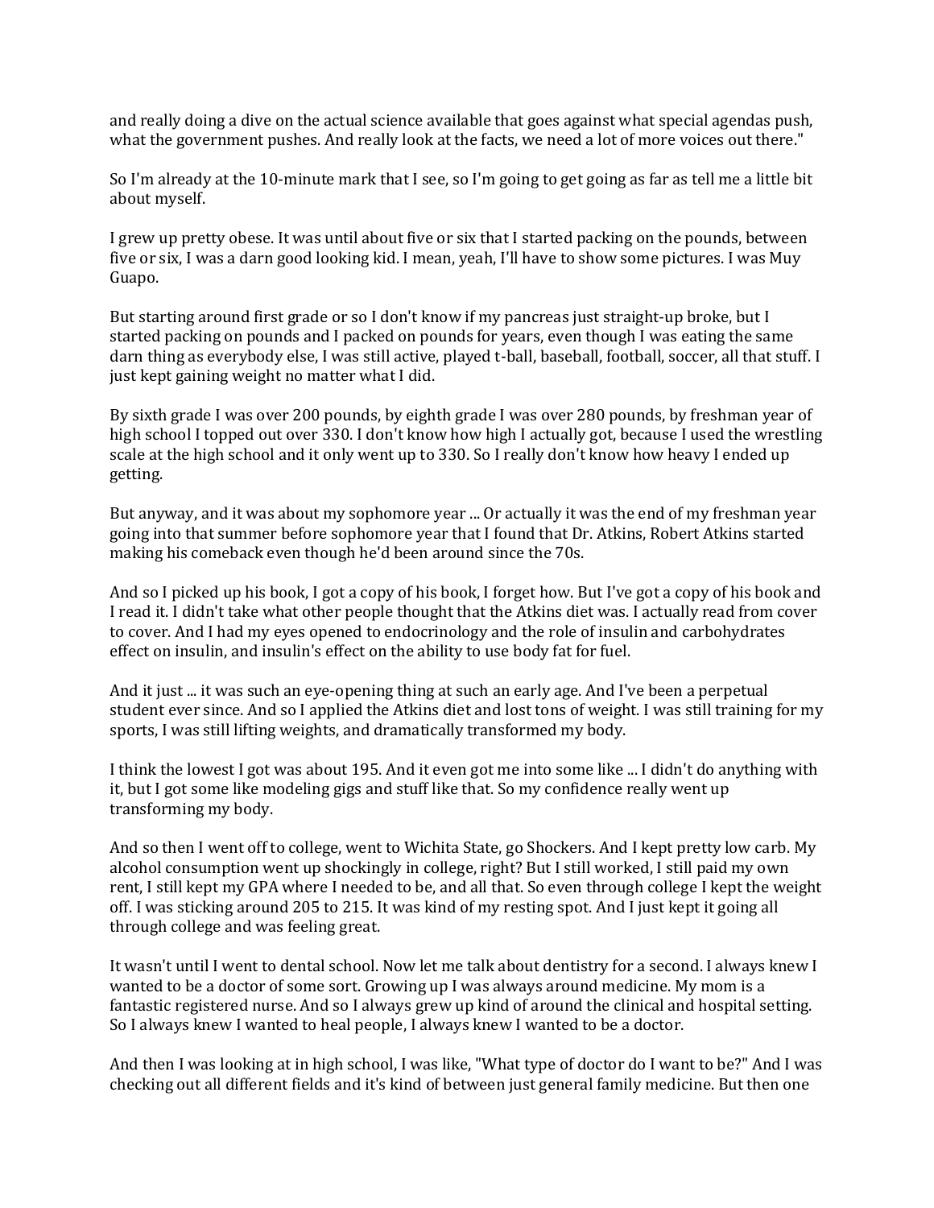and really doing a dive on the actual science available that goes against what special agendas push, what the government pushes. And really look at the facts, we need a lot of more voices out there."

So I'm already at the 10-minute mark that I see, so I'm going to get going as far as tell me a little bit about myself.

I grew up pretty obese. It was until about five or six that I started packing on the pounds, between five or six, I was a darn good looking kid. I mean, yeah, I'll have to show some pictures. I was Muy Guapo.

But starting around first grade or so I don't know if my pancreas just straight-up broke, but I started packing on pounds and I packed on pounds for years, even though I was eating the same darn thing as everybody else, I was still active, played t-ball, baseball, football, soccer, all that stuff. I just kept gaining weight no matter what I did.

By sixth grade I was over 200 pounds, by eighth grade I was over 280 pounds, by freshman year of high school I topped out over 330. I don't know how high I actually got, because I used the wrestling scale at the high school and it only went up to 330. So I really don't know how heavy I ended up getting.

But anyway, and it was about my sophomore year ... Or actually it was the end of my freshman year going into that summer before sophomore year that I found that Dr. Atkins, Robert Atkins started making his comeback even though he'd been around since the 70s.

And so I picked up his book, I got a copy of his book, I forget how. But I've got a copy of his book and I read it. I didn't take what other people thought that the Atkins diet was. I actually read from cover to cover. And I had my eyes opened to endocrinology and the role of insulin and carbohydrates effect on insulin, and insulin's effect on the ability to use body fat for fuel.

And it just ... it was such an eye-opening thing at such an early age. And I've been a perpetual student ever since. And so I applied the Atkins diet and lost tons of weight. I was still training for my sports, I was still lifting weights, and dramatically transformed my body.

I think the lowest I got was about 195. And it even got me into some like ... I didn't do anything with it, but I got some like modeling gigs and stuff like that. So my confidence really went up transforming my body.

And so then I went off to college, went to Wichita State, go Shockers. And I kept pretty low carb. My alcohol consumption went up shockingly in college, right? But I still worked, I still paid my own rent, I still kept my GPA where I needed to be, and all that. So even through college I kept the weight off. I was sticking around 205 to 215. It was kind of my resting spot. And I just kept it going all through college and was feeling great.

It wasn't until I went to dental school. Now let me talk about dentistry for a second. I always knew I wanted to be a doctor of some sort. Growing up I was always around medicine. My mom is a fantastic registered nurse. And so I always grew up kind of around the clinical and hospital setting. So I always knew I wanted to heal people, I always knew I wanted to be a doctor.

And then I was looking at in high school, I was like, "What type of doctor do I want to be?" And I was checking out all different fields and it's kind of between just general family medicine. But then one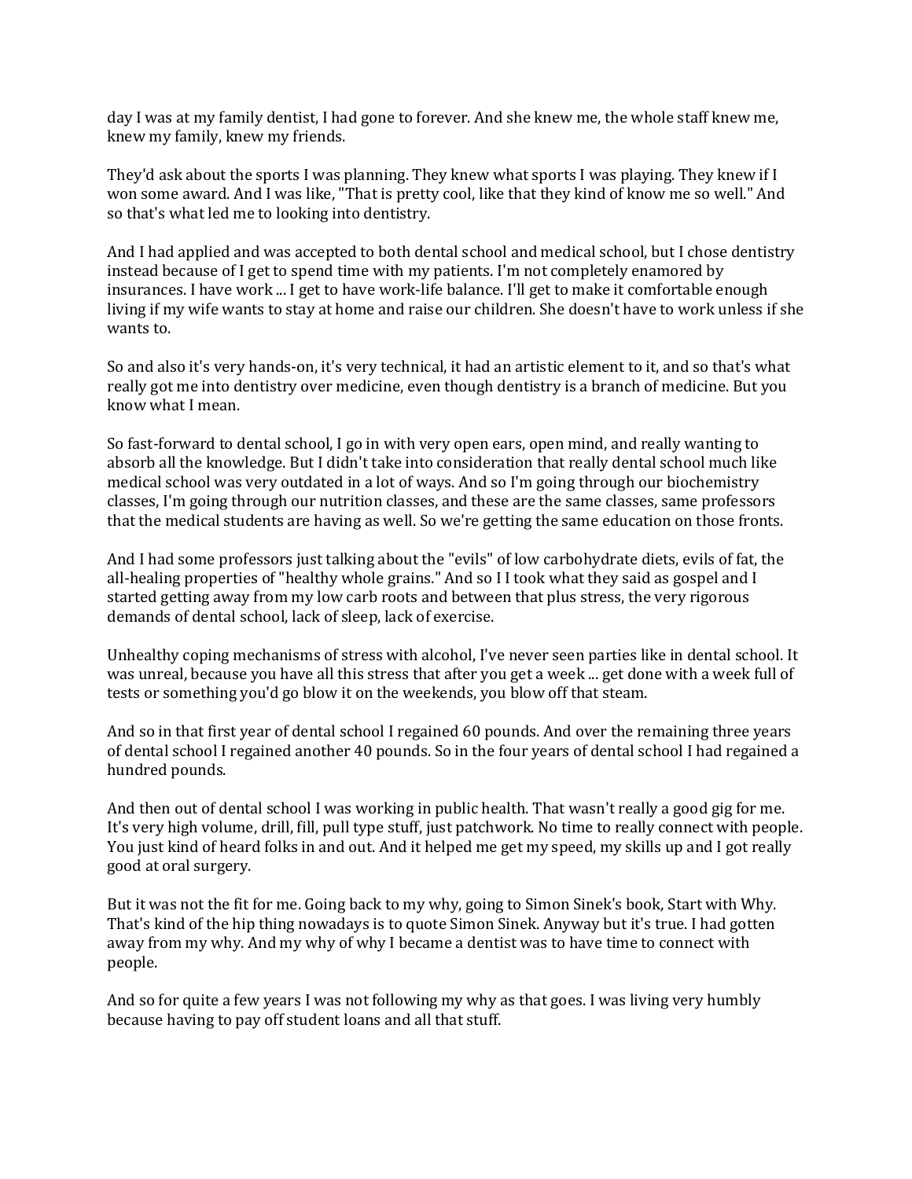day I was at my family dentist, I had gone to forever. And she knew me, the whole staff knew me, knew my family, knew my friends.

They'd ask about the sports I was planning. They knew what sports I was playing. They knew if I won some award. And I was like, "That is pretty cool, like that they kind of know me so well." And so that's what led me to looking into dentistry.

And I had applied and was accepted to both dental school and medical school, but I chose dentistry instead because of I get to spend time with my patients. I'm not completely enamored by insurances. I have work ... I get to have work-life balance. I'll get to make it comfortable enough living if my wife wants to stay at home and raise our children. She doesn't have to work unless if she wants to.

So and also it's very hands-on, it's very technical, it had an artistic element to it, and so that's what really got me into dentistry over medicine, even though dentistry is a branch of medicine. But you know what I mean.

So fast-forward to dental school, I go in with very open ears, open mind, and really wanting to absorb all the knowledge. But I didn't take into consideration that really dental school much like medical school was very outdated in a lot of ways. And so I'm going through our biochemistry classes, I'm going through our nutrition classes, and these are the same classes, same professors that the medical students are having as well. So we're getting the same education on those fronts.

And I had some professors just talking about the "evils" of low carbohydrate diets, evils of fat, the all-healing properties of "healthy whole grains." And so I I took what they said as gospel and I started getting away from my low carb roots and between that plus stress, the very rigorous demands of dental school, lack of sleep, lack of exercise.

Unhealthy coping mechanisms of stress with alcohol, I've never seen parties like in dental school. It was unreal, because you have all this stress that after you get a week ... get done with a week full of tests or something you'd go blow it on the weekends, you blow off that steam.

And so in that first year of dental school I regained 60 pounds. And over the remaining three years of dental school I regained another 40 pounds. So in the four years of dental school I had regained a hundred pounds.

And then out of dental school I was working in public health. That wasn't really a good gig for me. It's very high volume, drill, fill, pull type stuff, just patchwork. No time to really connect with people. You just kind of heard folks in and out. And it helped me get my speed, my skills up and I got really good at oral surgery.

But it was not the fit for me. Going back to my why, going to Simon Sinek's book, Start with Why. That's kind of the hip thing nowadays is to quote Simon Sinek. Anyway but it's true. I had gotten away from my why. And my why of why I became a dentist was to have time to connect with people.

And so for quite a few years I was not following my why as that goes. I was living very humbly because having to pay off student loans and all that stuff.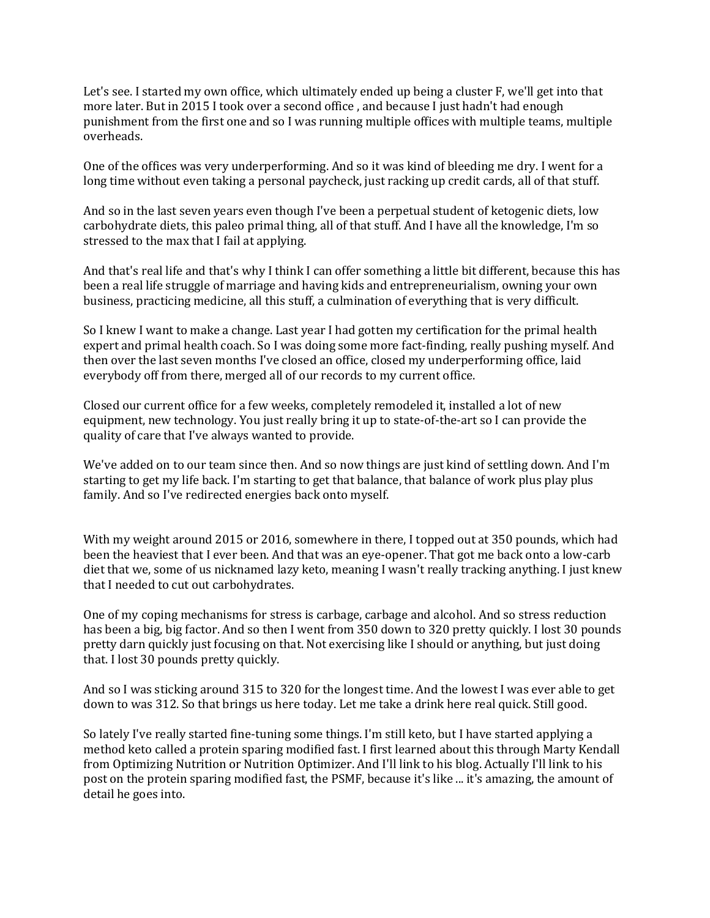Let's see. I started my own office, which ultimately ended up being a cluster F, we'll get into that more later. But in 2015 I took over a second office , and because I just hadn't had enough punishment from the first one and so I was running multiple offices with multiple teams, multiple overheads.

One of the offices was very underperforming. And so it was kind of bleeding me dry. I went for a long time without even taking a personal paycheck, just racking up credit cards, all of that stuff.

And so in the last seven years even though I've been a perpetual student of ketogenic diets, low carbohydrate diets, this paleo primal thing, all of that stuff. And I have all the knowledge, I'm so stressed to the max that I fail at applying.

And that's real life and that's why I think I can offer something a little bit different, because this has been a real life struggle of marriage and having kids and entrepreneurialism, owning your own business, practicing medicine, all this stuff, a culmination of everything that is very difficult.

So I knew I want to make a change. Last year I had gotten my certification for the primal health expert and primal health coach. So I was doing some more fact-finding, really pushing myself. And then over the last seven months I've closed an office, closed my underperforming office, laid everybody off from there, merged all of our records to my current office.

Closed our current office for a few weeks, completely remodeled it, installed a lot of new equipment, new technology. You just really bring it up to state-of-the-art so I can provide the quality of care that I've always wanted to provide.

We've added on to our team since then. And so now things are just kind of settling down. And I'm starting to get my life back. I'm starting to get that balance, that balance of work plus play plus family. And so I've redirected energies back onto myself.

With my weight around 2015 or 2016, somewhere in there, I topped out at 350 pounds, which had been the heaviest that I ever been. And that was an eye-opener. That got me back onto a low-carb diet that we, some of us nicknamed lazy keto, meaning I wasn't really tracking anything. I just knew that I needed to cut out carbohydrates.

One of my coping mechanisms for stress is carbage, carbage and alcohol. And so stress reduction has been a big, big factor. And so then I went from 350 down to 320 pretty quickly. I lost 30 pounds pretty darn quickly just focusing on that. Not exercising like I should or anything, but just doing that. I lost 30 pounds pretty quickly.

And so I was sticking around 315 to 320 for the longest time. And the lowest I was ever able to get down to was 312. So that brings us here today. Let me take a drink here real quick. Still good.

So lately I've really started fine-tuning some things. I'm still keto, but I have started applying a method keto called a protein sparing modified fast. I first learned about this through Marty Kendall from Optimizing Nutrition or Nutrition Optimizer. And I'll link to his blog. Actually I'll link to his post on the protein sparing modified fast, the PSMF, because it's like ... it's amazing, the amount of detail he goes into.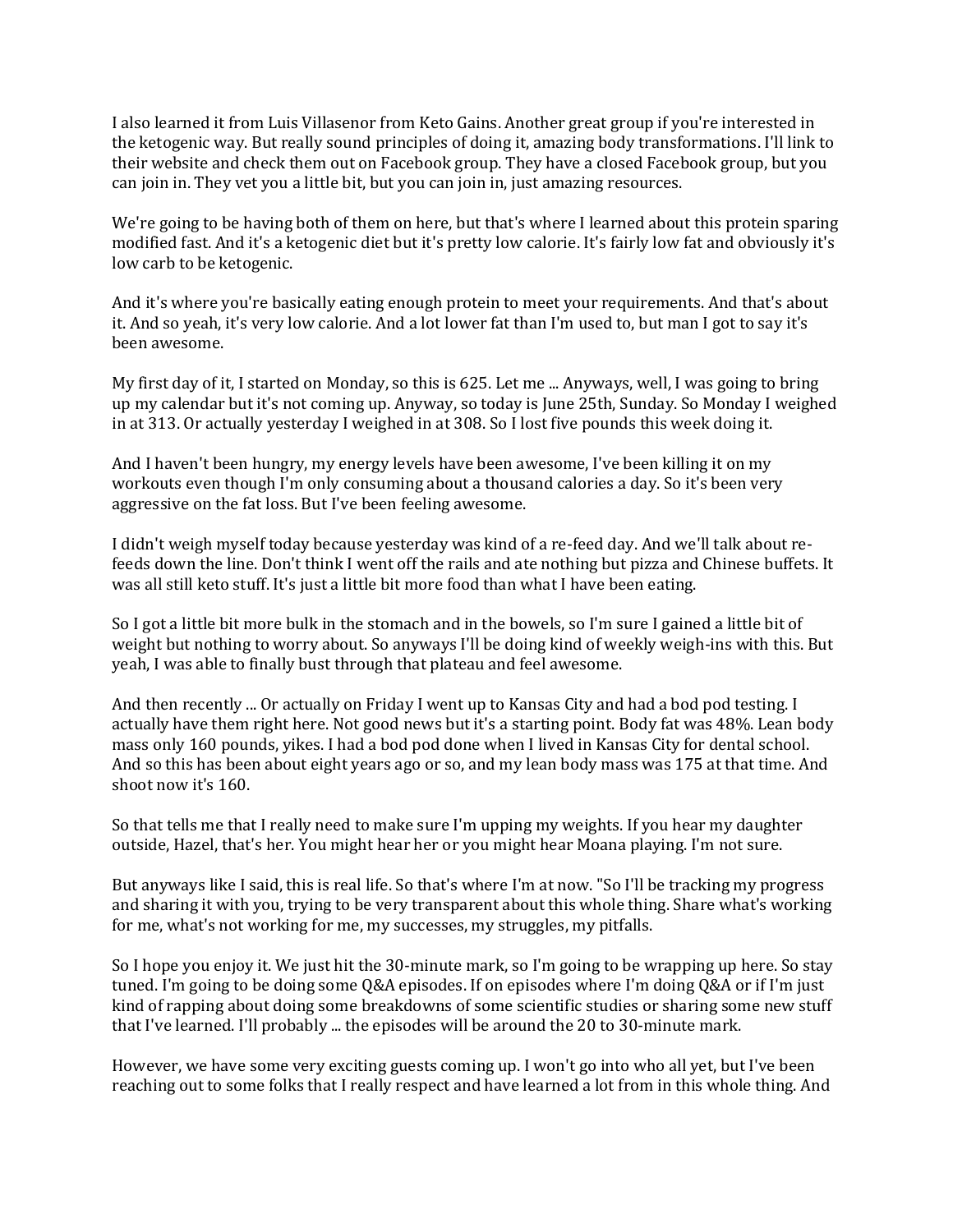I also learned it from Luis Villasenor from Keto Gains. Another great group if you're interested in the ketogenic way. But really sound principles of doing it, amazing body transformations. I'll link to their website and check them out on Facebook group. They have a closed Facebook group, but you can join in. They vet you a little bit, but you can join in, just amazing resources.

We're going to be having both of them on here, but that's where I learned about this protein sparing modified fast. And it's a ketogenic diet but it's pretty low calorie. It's fairly low fat and obviously it's low carb to be ketogenic.

And it's where you're basically eating enough protein to meet your requirements. And that's about it. And so yeah, it's very low calorie. And a lot lower fat than I'm used to, but man I got to say it's been awesome.

My first day of it, I started on Monday, so this is 625. Let me ... Anyways, well, I was going to bring up my calendar but it's not coming up. Anyway, so today is June 25th, Sunday. So Monday I weighed in at 313. Or actually yesterday I weighed in at 308. So I lost five pounds this week doing it.

And I haven't been hungry, my energy levels have been awesome, I've been killing it on my workouts even though I'm only consuming about a thousand calories a day. So it's been very aggressive on the fat loss. But I've been feeling awesome.

I didn't weigh myself today because yesterday was kind of a re-feed day. And we'll talk about re-feeds down the line. Don't think I went off the rails and ate nothing but pizza and Chinese buffets. It was all still keto stuff. It's just a little bit more food than what I have been eating.

So I got a little bit more bulk in the stomach and in the bowels, so I'm sure I gained a little bit of weight but nothing to worry about. So anyways I'll be doing kind of weekly weigh-ins with this. But yeah, I was able to finally bust through that plateau and feel awesome.

And then recently ... Or actually on Friday I went up to Kansas City and had a bod pod testing. I actually have them right here. Not good news but it's a starting point. Body fat was 48%. Lean body mass only 160 pounds, yikes. I had a bod pod done when I lived in Kansas City for dental school. And so this has been about eight years ago or so, and my lean body mass was 175 at that time. And shoot now it's 160.

So that tells me that I really need to make sure I'm upping my weights. If you hear my daughter outside, Hazel, that's her. You might hear her or you might hear Moana playing. I'm not sure.

But anyways like I said, this is real life. So that's where I'm at now. "So I'll be tracking my progress and sharing it with you, trying to be very transparent about this whole thing. Share what's working for me, what's not working for me, my successes, my struggles, my pitfalls.

So I hope you enjoy it. We just hit the 30-minute mark, so I'm going to be wrapping up here. So stay tuned. I'm going to be doing some Q&A episodes. If on episodes where I'm doing Q&A or if I'm just kind of rapping about doing some breakdowns of some scientific studies or sharing some new stuff that I've learned. I'll probably ... the episodes will be around the 20 to 30-minute mark.

However, we have some very exciting guests coming up. I won't go into who all yet, but I've been reaching out to some folks that I really respect and have learned a lot from in this whole thing. And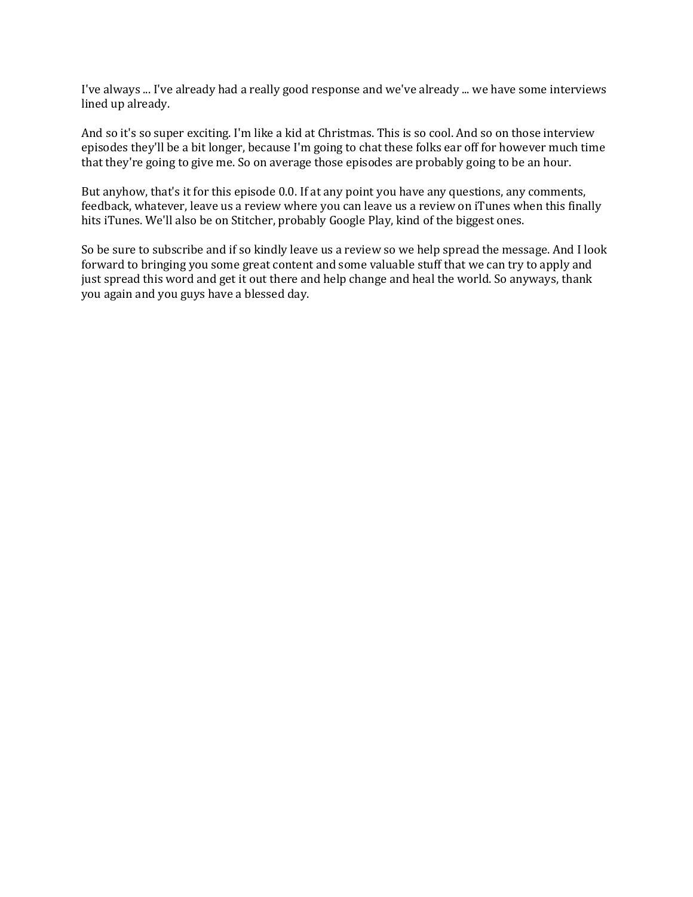I've always ... I've already had a really good response and we've already ... we have some interviews lined up already.

And so it's so super exciting. I'm like a kid at Christmas. This is so cool. And so on those interview episodes they'll be a bit longer, because I'm going to chat these folks ear off for however much time that they're going to give me. So on average those episodes are probably going to be an hour.

But anyhow, that's it for this episode 0.0. If at any point you have any questions, any comments, feedback, whatever, leave us a review where you can leave us a review on iTunes when this finally hits iTunes. We'll also be on Stitcher, probably Google Play, kind of the biggest ones.

So be sure to subscribe and if so kindly leave us a review so we help spread the message. And I look forward to bringing you some great content and some valuable stuff that we can try to apply and just spread this word and get it out there and help change and heal the world. So anyways, thank you again and you guys have a blessed day.